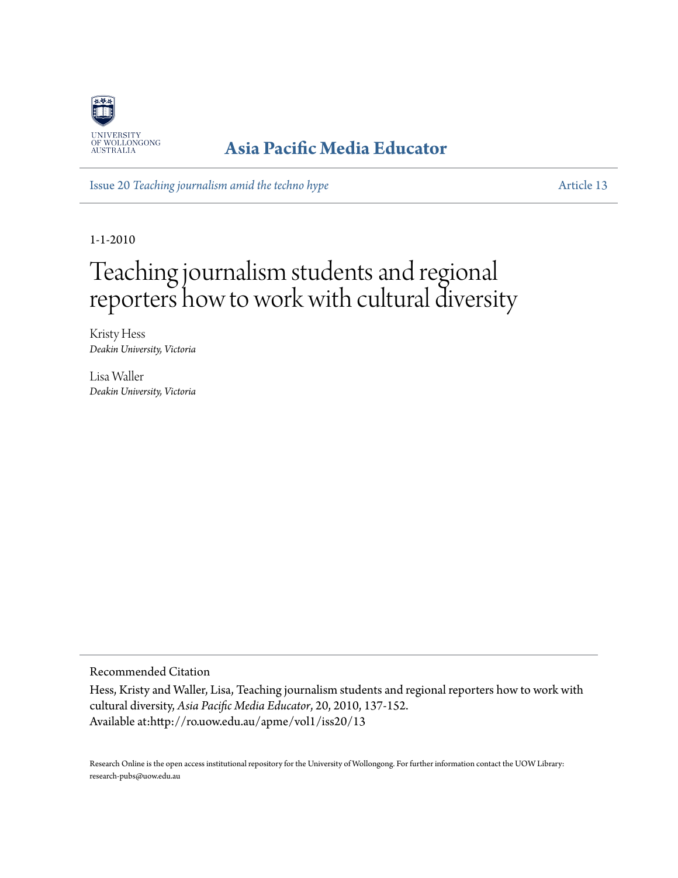UNIVERSITY OF WOLLONGONG AUSTRALIA

# Asia Pacific Media Educator

Issue 20 *Teaching journalism amid the techno hype* Article 13

1-1-2010

# Teaching journalism students and regional reporters how to work with cultural diversity

Kristy Hess
*Deakin University, Victoria*

Lisa Waller
*Deakin University, Victoria*

Recommended Citation

Hess, Kristy and Waller, Lisa, Teaching journalism students and regional reporters how to work with cultural diversity, *Asia Pacific Media Educator*, 20, 2010, 137-152.
Available at:http://ro.uow.edu.au/apme/vol1/iss20/13

Research Online is the open access institutional repository for the University of Wollongong. For further information contact the UOW Library: research-pubs@uow.edu.au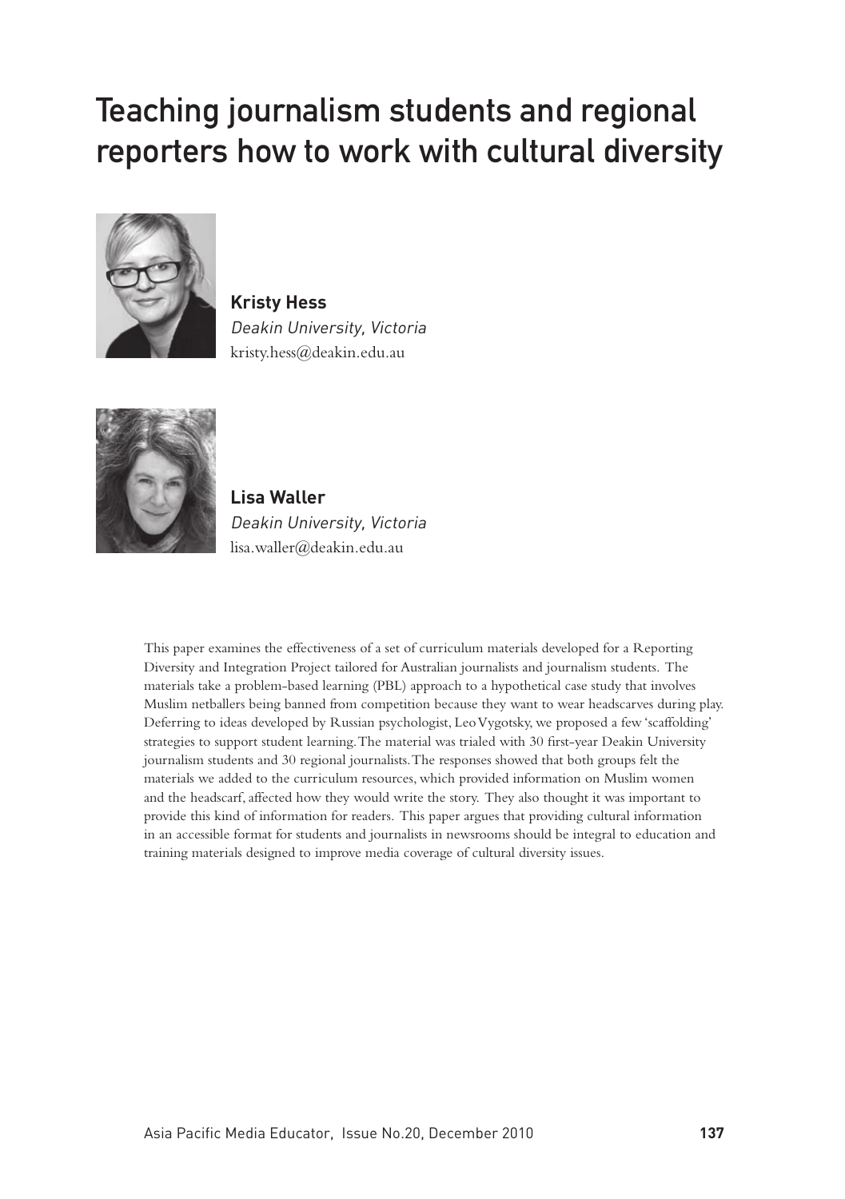# Teaching journalism students and regional reporters how to work with cultural diversity

**Kristy Hess**
*Deakin University, Victoria*
kristy.hess@deakin.edu.au

**Lisa Waller**
*Deakin University, Victoria*
lisa.waller@deakin.edu.au

This paper examines the effectiveness of a set of curriculum materials developed for a Reporting Diversity and Integration Project tailored for Australian journalists and journalism students. The materials take a problem-based learning (PBL) approach to a hypothetical case study that involves Muslim netballers being banned from competition because they want to wear headscarves during play. Deferring to ideas developed by Russian psychologist, Leo Vygotsky, we proposed a few 'scaffolding' strategies to support student learning. The material was trialed with 30 first-year Deakin University journalism students and 30 regional journalists. The responses showed that both groups felt the materials we added to the curriculum resources, which provided information on Muslim women and the headscarf, affected how they would write the story. They also thought it was important to provide this kind of information for readers. This paper argues that providing cultural information in an accessible format for students and journalists in newsrooms should be integral to education and training materials designed to improve media coverage of cultural diversity issues.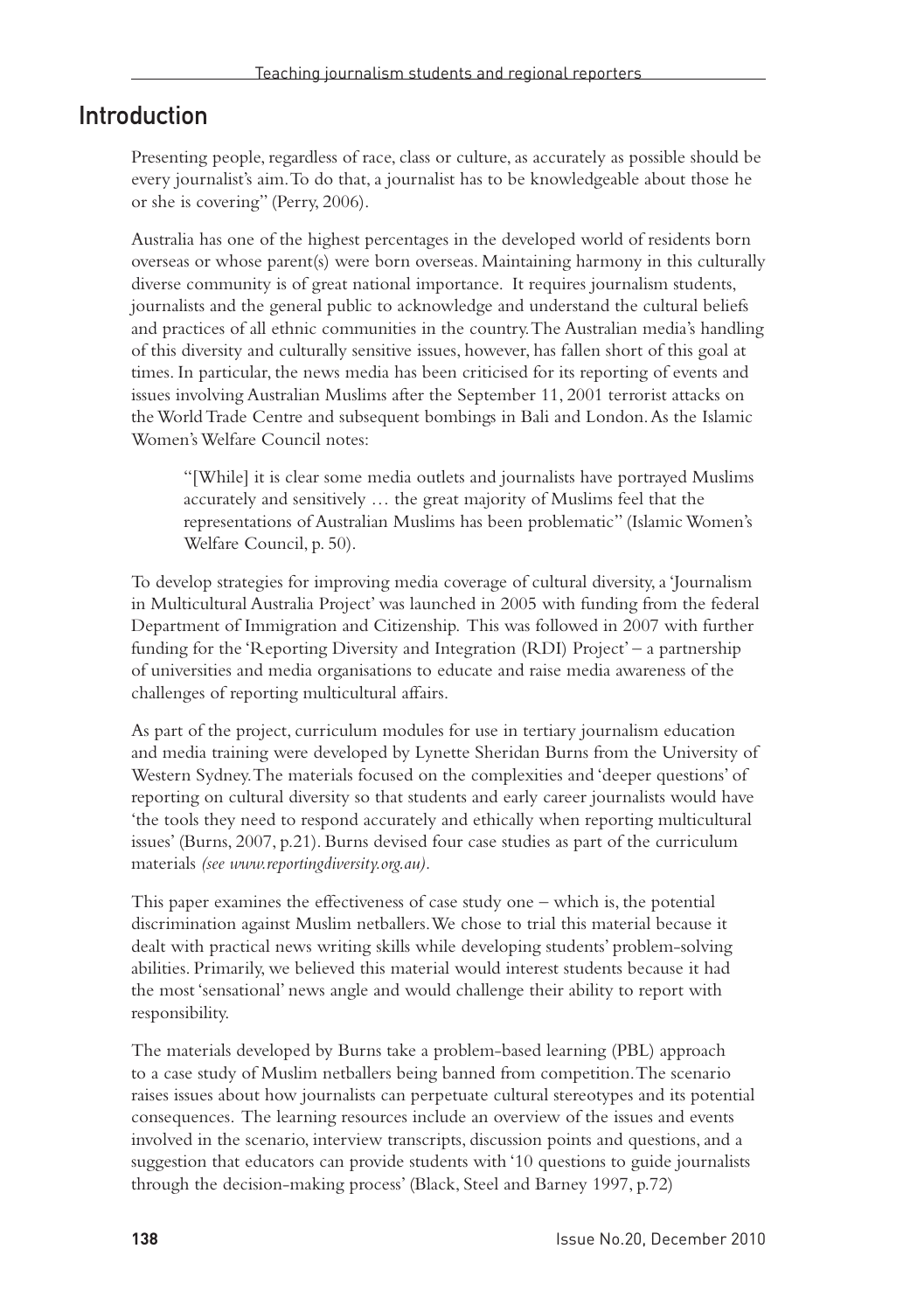## Introduction

Presenting people, regardless of race, class or culture, as accurately as possible should be every journalist's aim. To do that, a journalist has to be knowledgeable about those he or she is covering" (Perry, 2006).

Australia has one of the highest percentages in the developed world of residents born overseas or whose parent(s) were born overseas. Maintaining harmony in this culturally diverse community is of great national importance. It requires journalism students, journalists and the general public to acknowledge and understand the cultural beliefs and practices of all ethnic communities in the country. The Australian media's handling of this diversity and culturally sensitive issues, however, has fallen short of this goal at times. In particular, the news media has been criticised for its reporting of events and issues involving Australian Muslims after the September 11, 2001 terrorist attacks on the World Trade Centre and subsequent bombings in Bali and London. As the Islamic Women's Welfare Council notes:

> "[While] it is clear some media outlets and journalists have portrayed Muslims accurately and sensitively … the great majority of Muslims feel that the representations of Australian Muslims has been problematic" (Islamic Women's Welfare Council, p. 50).

To develop strategies for improving media coverage of cultural diversity, a 'Journalism in Multicultural Australia Project' was launched in 2005 with funding from the federal Department of Immigration and Citizenship. This was followed in 2007 with further funding for the 'Reporting Diversity and Integration (RDI) Project' – a partnership of universities and media organisations to educate and raise media awareness of the challenges of reporting multicultural affairs.

As part of the project, curriculum modules for use in tertiary journalism education and media training were developed by Lynette Sheridan Burns from the University of Western Sydney. The materials focused on the complexities and 'deeper questions' of reporting on cultural diversity so that students and early career journalists would have 'the tools they need to respond accurately and ethically when reporting multicultural issues' (Burns, 2007, p.21). Burns devised four case studies as part of the curriculum materials *(see www.reportingdiversity.org.au).*

This paper examines the effectiveness of case study one – which is, the potential discrimination against Muslim netballers. We chose to trial this material because it dealt with practical news writing skills while developing students' problem-solving abilities. Primarily, we believed this material would interest students because it had the most 'sensational' news angle and would challenge their ability to report with responsibility.

The materials developed by Burns take a problem-based learning (PBL) approach to a case study of Muslim netballers being banned from competition. The scenario raises issues about how journalists can perpetuate cultural stereotypes and its potential consequences. The learning resources include an overview of the issues and events involved in the scenario, interview transcripts, discussion points and questions, and a suggestion that educators can provide students with '10 questions to guide journalists through the decision-making process' (Black, Steel and Barney 1997, p.72)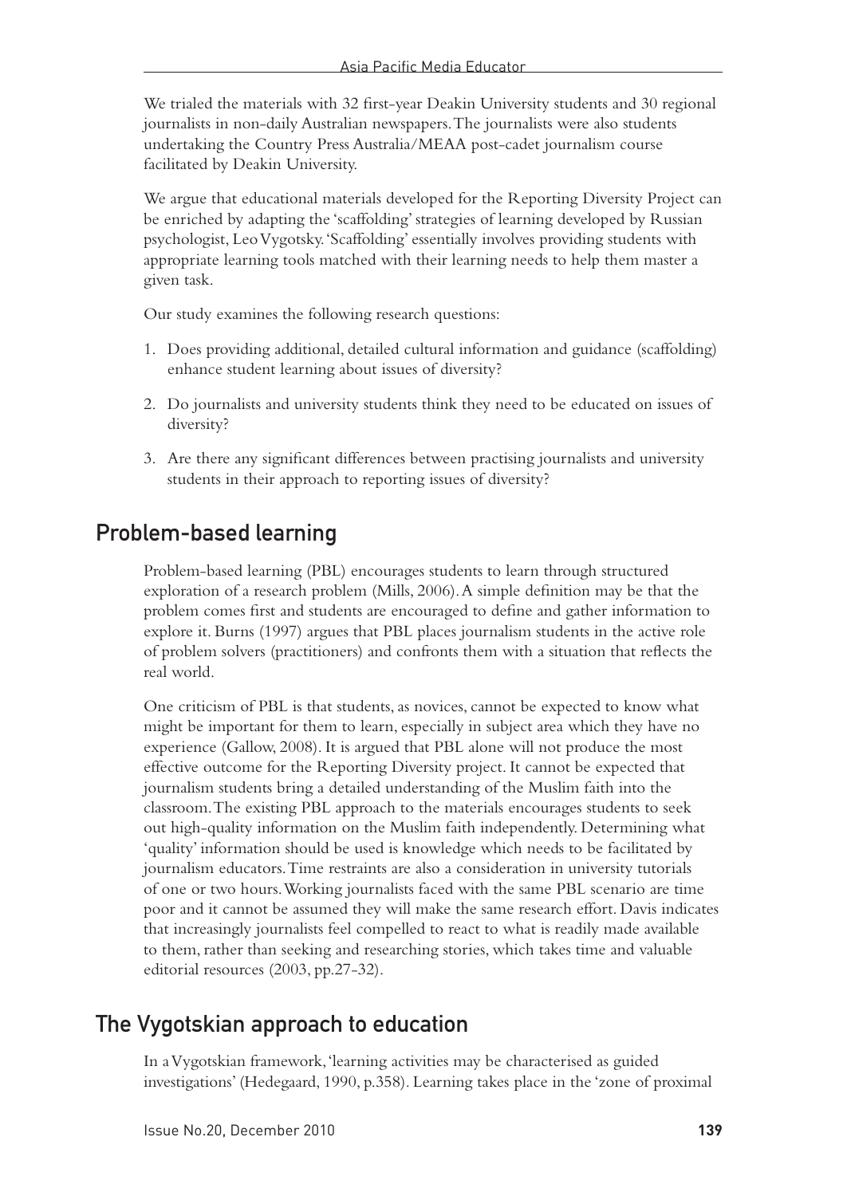We trialed the materials with 32 first-year Deakin University students and 30 regional journalists in non-daily Australian newspapers. The journalists were also students undertaking the Country Press Australia/MEAA post-cadet journalism course facilitated by Deakin University.

We argue that educational materials developed for the Reporting Diversity Project can be enriched by adapting the 'scaffolding' strategies of learning developed by Russian psychologist, Leo Vygotsky. 'Scaffolding' essentially involves providing students with appropriate learning tools matched with their learning needs to help them master a given task.

Our study examines the following research questions:

1. Does providing additional, detailed cultural information and guidance (scaffolding) enhance student learning about issues of diversity?
2. Do journalists and university students think they need to be educated on issues of diversity?
3. Are there any significant differences between practising journalists and university students in their approach to reporting issues of diversity?

## Problem-based learning

Problem-based learning (PBL) encourages students to learn through structured exploration of a research problem (Mills, 2006). A simple definition may be that the problem comes first and students are encouraged to define and gather information to explore it. Burns (1997) argues that PBL places journalism students in the active role of problem solvers (practitioners) and confronts them with a situation that reflects the real world.

One criticism of PBL is that students, as novices, cannot be expected to know what might be important for them to learn, especially in subject area which they have no experience (Gallow, 2008). It is argued that PBL alone will not produce the most effective outcome for the Reporting Diversity project. It cannot be expected that journalism students bring a detailed understanding of the Muslim faith into the classroom. The existing PBL approach to the materials encourages students to seek out high-quality information on the Muslim faith independently. Determining what 'quality' information should be used is knowledge which needs to be facilitated by journalism educators. Time restraints are also a consideration in university tutorials of one or two hours. Working journalists faced with the same PBL scenario are time poor and it cannot be assumed they will make the same research effort. Davis indicates that increasingly journalists feel compelled to react to what is readily made available to them, rather than seeking and researching stories, which takes time and valuable editorial resources (2003, pp.27-32).

## The Vygotskian approach to education

In a Vygotskian framework, 'learning activities may be characterised as guided investigations' (Hedegaard, 1990, p.358). Learning takes place in the 'zone of proximal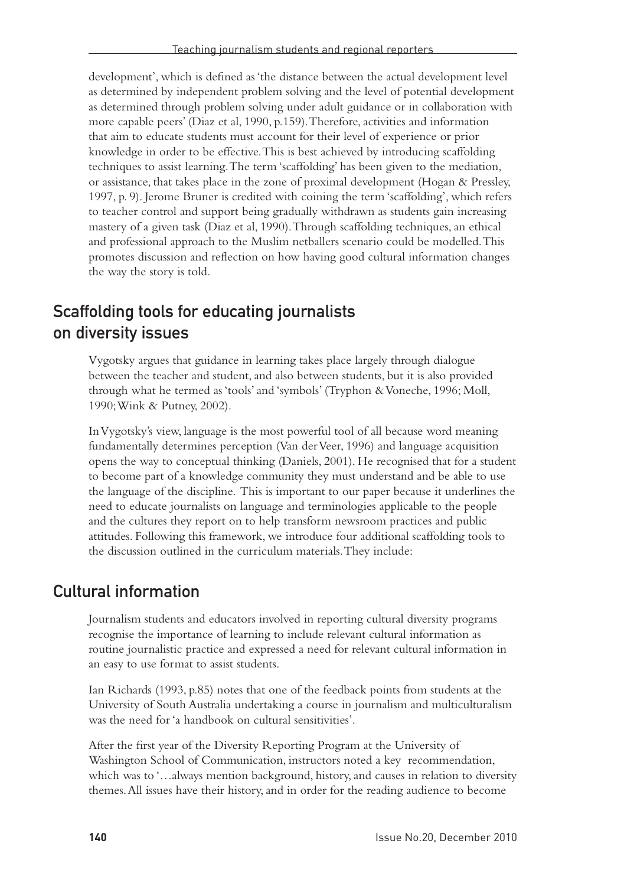development', which is defined as 'the distance between the actual development level as determined by independent problem solving and the level of potential development as determined through problem solving under adult guidance or in collaboration with more capable peers' (Diaz et al, 1990, p.159). Therefore, activities and information that aim to educate students must account for their level of experience or prior knowledge in order to be effective. This is best achieved by introducing scaffolding techniques to assist learning. The term 'scaffolding' has been given to the mediation, or assistance, that takes place in the zone of proximal development (Hogan & Pressley, 1997, p. 9). Jerome Bruner is credited with coining the term 'scaffolding', which refers to teacher control and support being gradually withdrawn as students gain increasing mastery of a given task (Diaz et al, 1990). Through scaffolding techniques, an ethical and professional approach to the Muslim netballers scenario could be modelled. This promotes discussion and reflection on how having good cultural information changes the way the story is told.

## Scaffolding tools for educating journalists on diversity issues

Vygotsky argues that guidance in learning takes place largely through dialogue between the teacher and student, and also between students, but it is also provided through what he termed as 'tools' and 'symbols' (Tryphon & Voneche, 1996; Moll, 1990; Wink & Putney, 2002).

In Vygotsky's view, language is the most powerful tool of all because word meaning fundamentally determines perception (Van der Veer, 1996) and language acquisition opens the way to conceptual thinking (Daniels, 2001). He recognised that for a student to become part of a knowledge community they must understand and be able to use the language of the discipline. This is important to our paper because it underlines the need to educate journalists on language and terminologies applicable to the people and the cultures they report on to help transform newsroom practices and public attitudes. Following this framework, we introduce four additional scaffolding tools to the discussion outlined in the curriculum materials. They include:

## Cultural information

Journalism students and educators involved in reporting cultural diversity programs recognise the importance of learning to include relevant cultural information as routine journalistic practice and expressed a need for relevant cultural information in an easy to use format to assist students.

Ian Richards (1993, p.85) notes that one of the feedback points from students at the University of South Australia undertaking a course in journalism and multiculturalism was the need for 'a handbook on cultural sensitivities'.

After the first year of the Diversity Reporting Program at the University of Washington School of Communication, instructors noted a key recommendation, which was to '…always mention background, history, and causes in relation to diversity themes. All issues have their history, and in order for the reading audience to become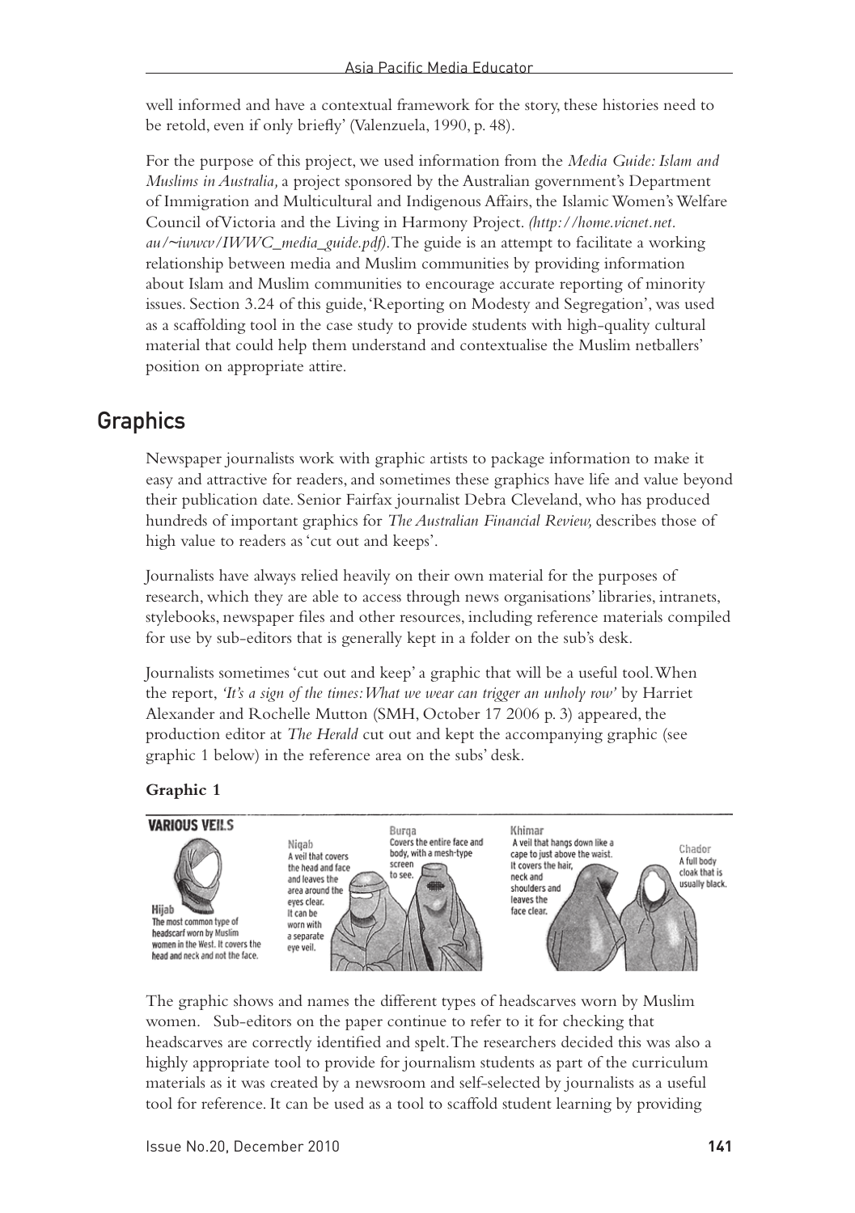well informed and have a contextual framework for the story, these histories need to be retold, even if only briefly' (Valenzuela, 1990, p. 48).

For the purpose of this project, we used information from the *Media Guide: Islam and Muslims in Australia,* a project sponsored by the Australian government's Department of Immigration and Multicultural and Indigenous Affairs, the Islamic Women's Welfare Council of Victoria and the Living in Harmony Project. *(http://home.vicnet.net.au/~iwwcv/IWWC_media_guide.pdf).* The guide is an attempt to facilitate a working relationship between media and Muslim communities by providing information about Islam and Muslim communities to encourage accurate reporting of minority issues. Section 3.24 of this guide, 'Reporting on Modesty and Segregation', was used as a scaffolding tool in the case study to provide students with high-quality cultural material that could help them understand and contextualise the Muslim netballers' position on appropriate attire.

## Graphics

Newspaper journalists work with graphic artists to package information to make it easy and attractive for readers, and sometimes these graphics have life and value beyond their publication date. Senior Fairfax journalist Debra Cleveland, who has produced hundreds of important graphics for *The Australian Financial Review,* describes those of high value to readers as 'cut out and keeps'.

Journalists have always relied heavily on their own material for the purposes of research, which they are able to access through news organisations' libraries, intranets, stylebooks, newspaper files and other resources, including reference materials compiled for use by sub-editors that is generally kept in a folder on the sub's desk.

Journalists sometimes 'cut out and keep' a graphic that will be a useful tool. When the report, *'It's a sign of the times: What we wear can trigger an unholy row'* by Harriet Alexander and Rochelle Mutton (SMH, October 17 2006 p. 3) appeared, the production editor at *The Herald* cut out and kept the accompanying graphic (see graphic 1 below) in the reference area on the subs' desk.

**Graphic 1**

**VARIOUS VEILS**

**Hijab** The most common type of headscarf worn by Muslim women in the West. It covers the head and neck and not the face.

Niqab A veil that covers the head and face and leaves the area around the eyes clear. It can be worn with a separate eye veil.

Burqa Covers the entire face and body, with a mesh-type screen to see.

Khimar A veil that hangs down like a cape to just above the waist. It covers the hair, neck and shoulders and leaves the face clear.

Chador A full body cloak that is usually black.

The graphic shows and names the different types of headscarves worn by Muslim women. Sub-editors on the paper continue to refer to it for checking that headscarves are correctly identified and spelt. The researchers decided this was also a highly appropriate tool to provide for journalism students as part of the curriculum materials as it was created by a newsroom and self-selected by journalists as a useful tool for reference. It can be used as a tool to scaffold student learning by providing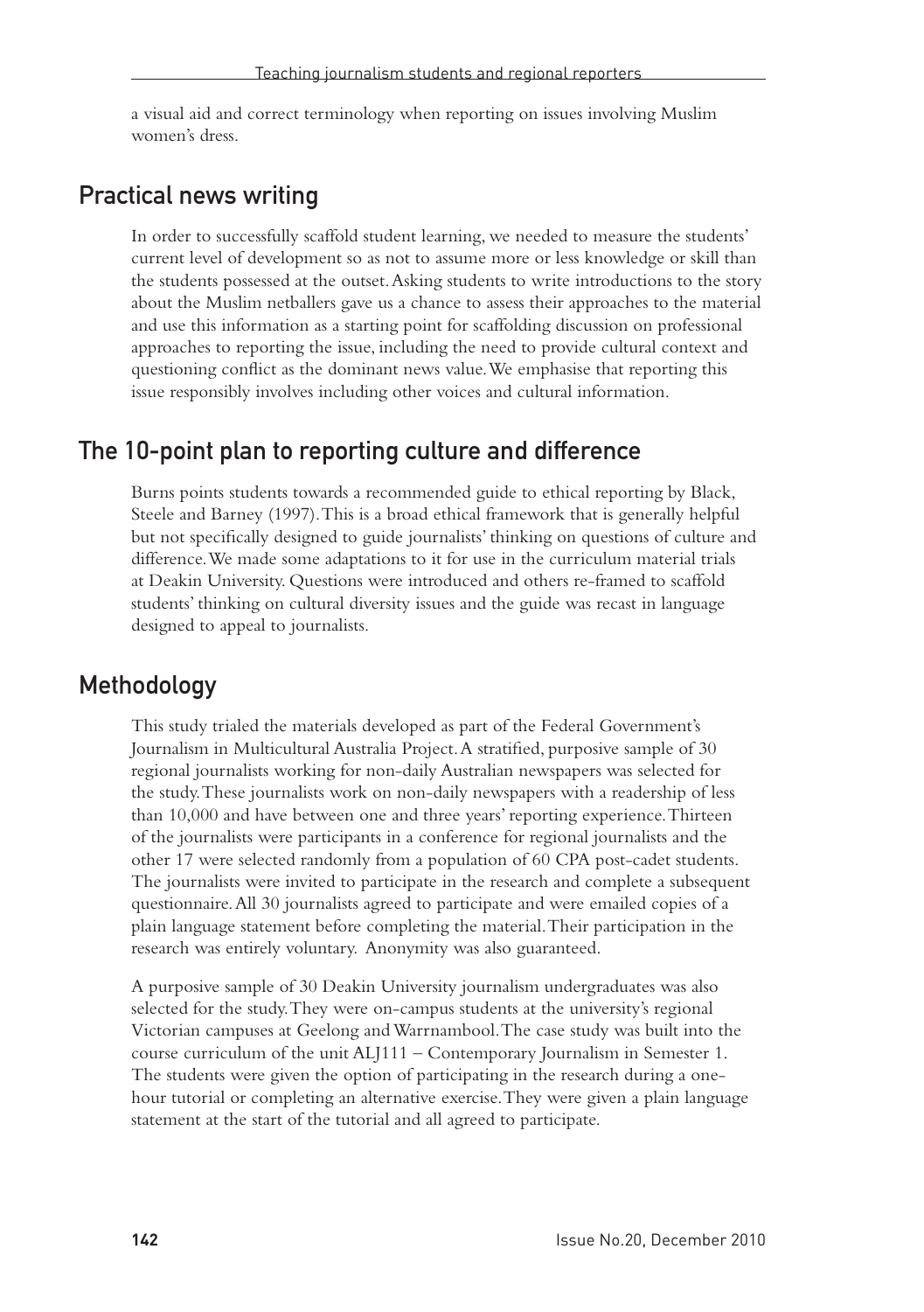a visual aid and correct terminology when reporting on issues involving Muslim women's dress.

## Practical news writing

In order to successfully scaffold student learning, we needed to measure the students' current level of development so as not to assume more or less knowledge or skill than the students possessed at the outset. Asking students to write introductions to the story about the Muslim netballers gave us a chance to assess their approaches to the material and use this information as a starting point for scaffolding discussion on professional approaches to reporting the issue, including the need to provide cultural context and questioning conflict as the dominant news value. We emphasise that reporting this issue responsibly involves including other voices and cultural information.

## The 10-point plan to reporting culture and difference

Burns points students towards a recommended guide to ethical reporting by Black, Steele and Barney (1997). This is a broad ethical framework that is generally helpful but not specifically designed to guide journalists' thinking on questions of culture and difference. We made some adaptations to it for use in the curriculum material trials at Deakin University. Questions were introduced and others re-framed to scaffold students' thinking on cultural diversity issues and the guide was recast in language designed to appeal to journalists.

## Methodology

This study trialed the materials developed as part of the Federal Government's Journalism in Multicultural Australia Project. A stratified, purposive sample of 30 regional journalists working for non-daily Australian newspapers was selected for the study. These journalists work on non-daily newspapers with a readership of less than 10,000 and have between one and three years' reporting experience. Thirteen of the journalists were participants in a conference for regional journalists and the other 17 were selected randomly from a population of 60 CPA post-cadet students. The journalists were invited to participate in the research and complete a subsequent questionnaire. All 30 journalists agreed to participate and were emailed copies of a plain language statement before completing the material. Their participation in the research was entirely voluntary. Anonymity was also guaranteed.

A purposive sample of 30 Deakin University journalism undergraduates was also selected for the study. They were on-campus students at the university's regional Victorian campuses at Geelong and Warrnambool. The case study was built into the course curriculum of the unit ALJ111 – Contemporary Journalism in Semester 1. The students were given the option of participating in the research during a one-hour tutorial or completing an alternative exercise. They were given a plain language statement at the start of the tutorial and all agreed to participate.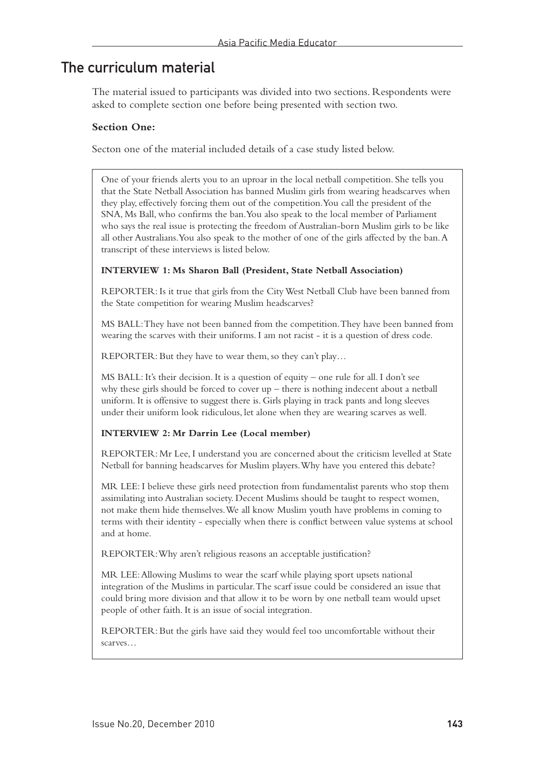## The curriculum material

The material issued to participants was divided into two sections. Respondents were asked to complete section one before being presented with section two.

**Section One:**

Secton one of the material included details of a case study listed below.

> One of your friends alerts you to an uproar in the local netball competition. She tells you that the State Netball Association has banned Muslim girls from wearing headscarves when they play, effectively forcing them out of the competition. You call the president of the SNA, Ms Ball, who confirms the ban. You also speak to the local member of Parliament who says the real issue is protecting the freedom of Australian-born Muslim girls to be like all other Australians. You also speak to the mother of one of the girls affected by the ban. A transcript of these interviews is listed below.
>
> **INTERVIEW 1: Ms Sharon Ball (President, State Netball Association)**
>
> REPORTER: Is it true that girls from the City West Netball Club have been banned from the State competition for wearing Muslim headscarves?
>
> MS BALL: They have not been banned from the competition. They have been banned from wearing the scarves with their uniforms. I am not racist - it is a question of dress code.
>
> REPORTER: But they have to wear them, so they can't play…
>
> MS BALL: It's their decision. It is a question of equity – one rule for all. I don't see why these girls should be forced to cover up – there is nothing indecent about a netball uniform. It is offensive to suggest there is. Girls playing in track pants and long sleeves under their uniform look ridiculous, let alone when they are wearing scarves as well.
>
> **INTERVIEW 2: Mr Darrin Lee (Local member)**
>
> REPORTER: Mr Lee, I understand you are concerned about the criticism levelled at State Netball for banning headscarves for Muslim players. Why have you entered this debate?
>
> MR LEE: I believe these girls need protection from fundamentalist parents who stop them assimilating into Australian society. Decent Muslims should be taught to respect women, not make them hide themselves. We all know Muslim youth have problems in coming to terms with their identity - especially when there is conflict between value systems at school and at home.
>
> REPORTER: Why aren't religious reasons an acceptable justification?
>
> MR LEE: Allowing Muslims to wear the scarf while playing sport upsets national integration of the Muslims in particular. The scarf issue could be considered an issue that could bring more division and that allow it to be worn by one netball team would upset people of other faith. It is an issue of social integration.
>
> REPORTER: But the girls have said they would feel too uncomfortable without their scarves…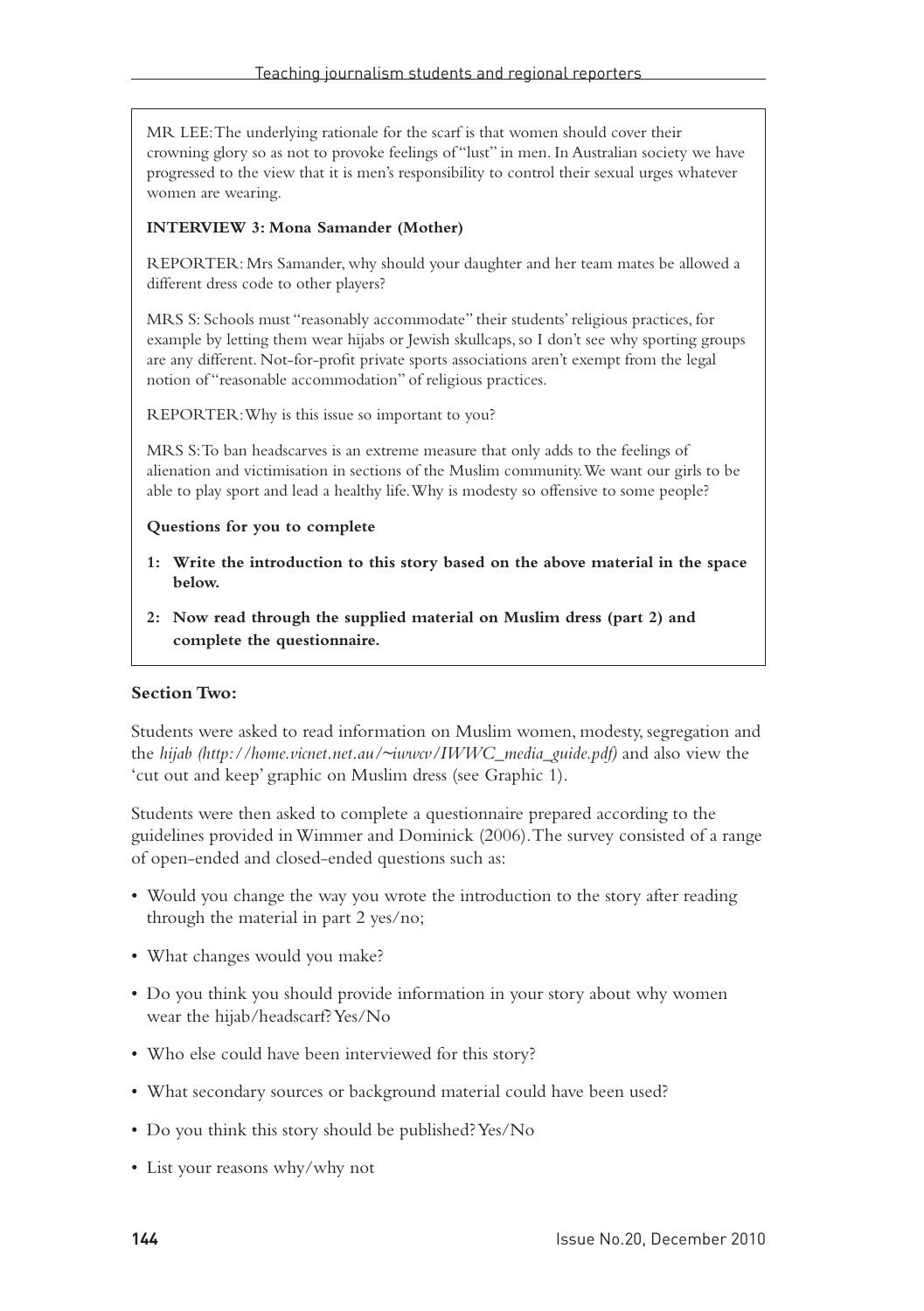MR LEE: The underlying rationale for the scarf is that women should cover their crowning glory so as not to provoke feelings of "lust" in men. In Australian society we have progressed to the view that it is men's responsibility to control their sexual urges whatever women are wearing.

**INTERVIEW 3: Mona Samander (Mother)**

REPORTER: Mrs Samander, why should your daughter and her team mates be allowed a different dress code to other players?

MRS S: Schools must "reasonably accommodate" their students' religious practices, for example by letting them wear hijabs or Jewish skullcaps, so I don't see why sporting groups are any different. Not-for-profit private sports associations aren't exempt from the legal notion of "reasonable accommodation" of religious practices.

REPORTER: Why is this issue so important to you?

MRS S: To ban headscarves is an extreme measure that only adds to the feelings of alienation and victimisation in sections of the Muslim community. We want our girls to be able to play sport and lead a healthy life. Why is modesty so offensive to some people?

**Questions for you to complete**

**1: Write the introduction to this story based on the above material in the space below.**

**2: Now read through the supplied material on Muslim dress (part 2) and complete the questionnaire.**

**Section Two:**

Students were asked to read information on Muslim women, modesty, segregation and the *hijab (http://home.vicnet.net.au/~iwwcv/IWWC_media_guide.pdf)* and also view the 'cut out and keep' graphic on Muslim dress (see Graphic 1).

Students were then asked to complete a questionnaire prepared according to the guidelines provided in Wimmer and Dominick (2006). The survey consisted of a range of open-ended and closed-ended questions such as:

- Would you change the way you wrote the introduction to the story after reading through the material in part 2 yes/no;
- What changes would you make?
- Do you think you should provide information in your story about why women wear the hijab/headscarf? Yes/No
- Who else could have been interviewed for this story?
- What secondary sources or background material could have been used?
- Do you think this story should be published? Yes/No
- List your reasons why/why not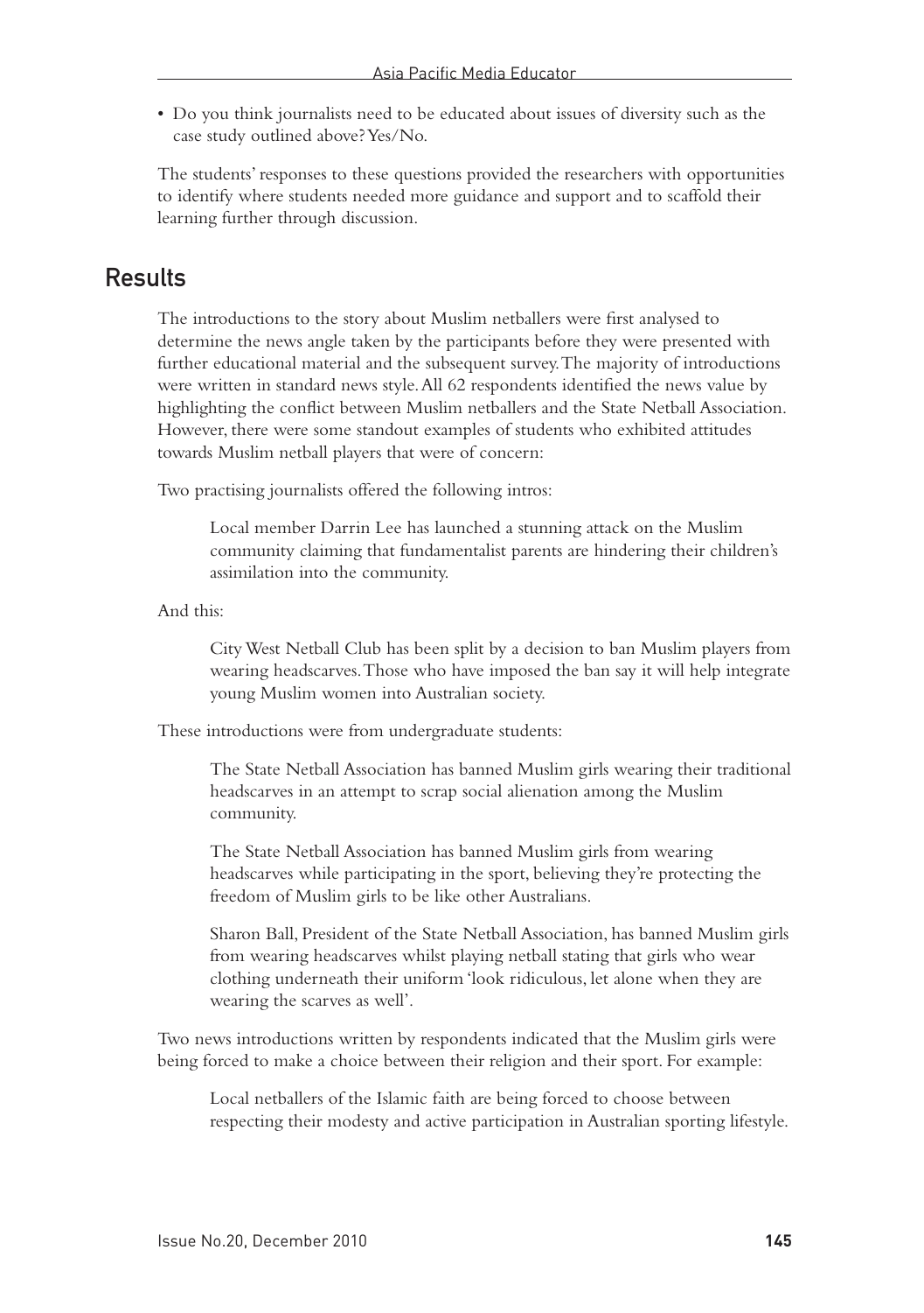- Do you think journalists need to be educated about issues of diversity such as the case study outlined above? Yes/No.

The students' responses to these questions provided the researchers with opportunities to identify where students needed more guidance and support and to scaffold their learning further through discussion.

## Results

The introductions to the story about Muslim netballers were first analysed to determine the news angle taken by the participants before they were presented with further educational material and the subsequent survey. The majority of introductions were written in standard news style. All 62 respondents identified the news value by highlighting the conflict between Muslim netballers and the State Netball Association. However, there were some standout examples of students who exhibited attitudes towards Muslim netball players that were of concern:

Two practising journalists offered the following intros:

> Local member Darrin Lee has launched a stunning attack on the Muslim community claiming that fundamentalist parents are hindering their children's assimilation into the community.

And this:

> City West Netball Club has been split by a decision to ban Muslim players from wearing headscarves. Those who have imposed the ban say it will help integrate young Muslim women into Australian society.

These introductions were from undergraduate students:

> The State Netball Association has banned Muslim girls wearing their traditional headscarves in an attempt to scrap social alienation among the Muslim community.

> The State Netball Association has banned Muslim girls from wearing headscarves while participating in the sport, believing they're protecting the freedom of Muslim girls to be like other Australians.

> Sharon Ball, President of the State Netball Association, has banned Muslim girls from wearing headscarves whilst playing netball stating that girls who wear clothing underneath their uniform 'look ridiculous, let alone when they are wearing the scarves as well'.

Two news introductions written by respondents indicated that the Muslim girls were being forced to make a choice between their religion and their sport. For example:

> Local netballers of the Islamic faith are being forced to choose between respecting their modesty and active participation in Australian sporting lifestyle.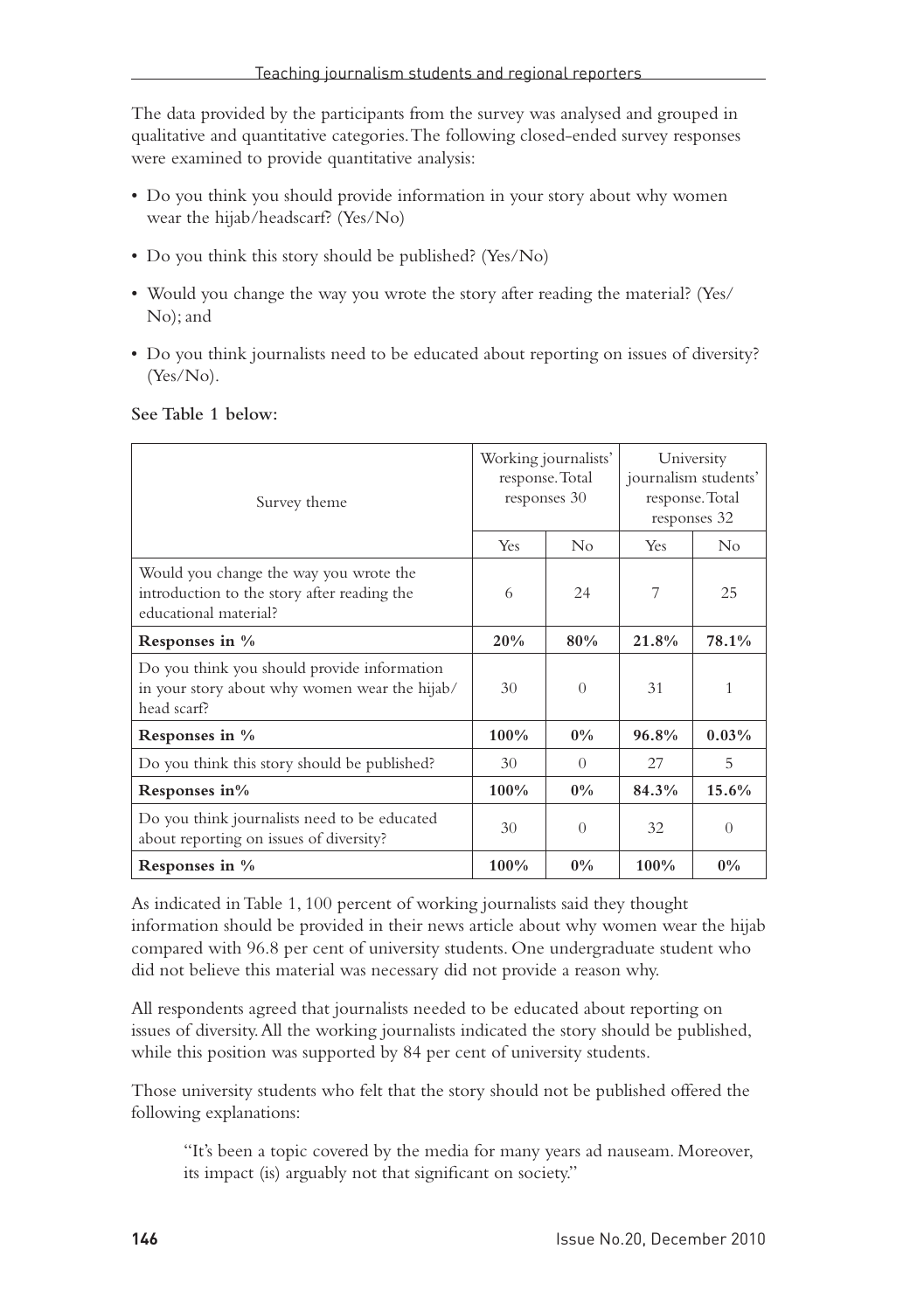The data provided by the participants from the survey was analysed and grouped in qualitative and quantitative categories. The following closed-ended survey responses were examined to provide quantitative analysis:

- Do you think you should provide information in your story about why women wear the hijab/headscarf? (Yes/No)
- Do you think this story should be published? (Yes/No)
- Would you change the way you wrote the story after reading the material? (Yes/No); and
- Do you think journalists need to be educated about reporting on issues of diversity? (Yes/No).

**See Table 1 below:**

| Survey theme | Working journalists' response. Total responses 30 | | University journalism students' response. Total responses 32 | |
|---|---|---|---|---|
| | Yes | No | Yes | No |
| Would you change the way you wrote the introduction to the story after reading the educational material? | 6 | 24 | 7 | 25 |
| **Responses in %** | **20%** | **80%** | **21.8%** | **78.1%** |
| Do you think you should provide information in your story about why women wear the hijab/head scarf? | 30 | 0 | 31 | 1 |
| **Responses in %** | **100%** | **0%** | **96.8%** | **0.03%** |
| Do you think this story should be published? | 30 | 0 | 27 | 5 |
| **Responses in%** | **100%** | **0%** | **84.3%** | **15.6%** |
| Do you think journalists need to be educated about reporting on issues of diversity? | 30 | 0 | 32 | 0 |
| **Responses in %** | **100%** | **0%** | **100%** | **0%** |

As indicated in Table 1, 100 percent of working journalists said they thought information should be provided in their news article about why women wear the hijab compared with 96.8 per cent of university students. One undergraduate student who did not believe this material was necessary did not provide a reason why.

All respondents agreed that journalists needed to be educated about reporting on issues of diversity. All the working journalists indicated the story should be published, while this position was supported by 84 per cent of university students.

Those university students who felt that the story should not be published offered the following explanations:

> "It's been a topic covered by the media for many years ad nauseam. Moreover, its impact (is) arguably not that significant on society."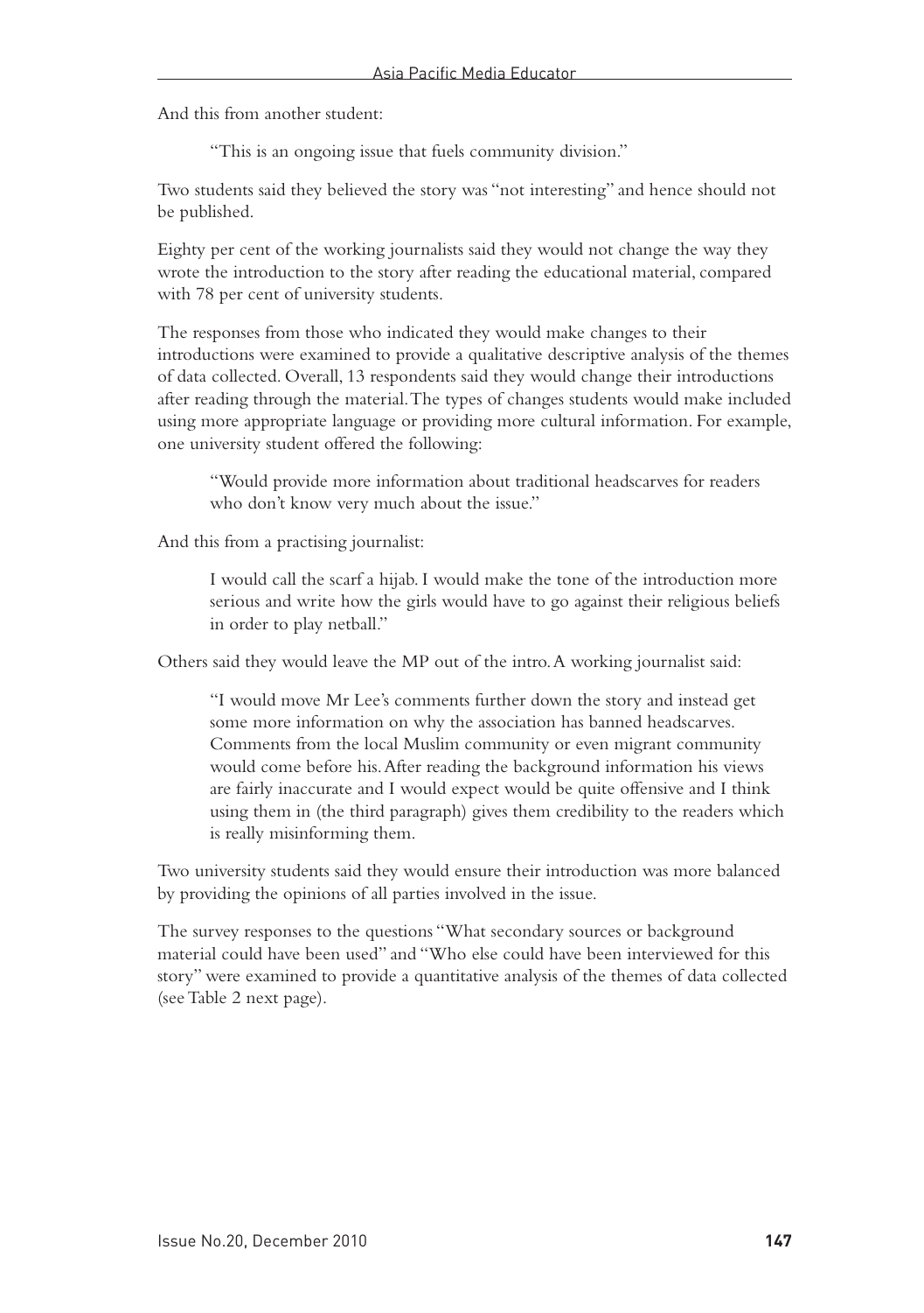And this from another student:

> "This is an ongoing issue that fuels community division."

Two students said they believed the story was "not interesting" and hence should not be published.

Eighty per cent of the working journalists said they would not change the way they wrote the introduction to the story after reading the educational material, compared with 78 per cent of university students.

The responses from those who indicated they would make changes to their introductions were examined to provide a qualitative descriptive analysis of the themes of data collected. Overall, 13 respondents said they would change their introductions after reading through the material. The types of changes students would make included using more appropriate language or providing more cultural information. For example, one university student offered the following:

> "Would provide more information about traditional headscarves for readers who don't know very much about the issue."

And this from a practising journalist:

> I would call the scarf a hijab. I would make the tone of the introduction more serious and write how the girls would have to go against their religious beliefs in order to play netball."

Others said they would leave the MP out of the intro. A working journalist said:

> "I would move Mr Lee's comments further down the story and instead get some more information on why the association has banned headscarves. Comments from the local Muslim community or even migrant community would come before his. After reading the background information his views are fairly inaccurate and I would expect would be quite offensive and I think using them in (the third paragraph) gives them credibility to the readers which is really misinforming them.

Two university students said they would ensure their introduction was more balanced by providing the opinions of all parties involved in the issue.

The survey responses to the questions "What secondary sources or background material could have been used" and "Who else could have been interviewed for this story" were examined to provide a quantitative analysis of the themes of data collected (see Table 2 next page).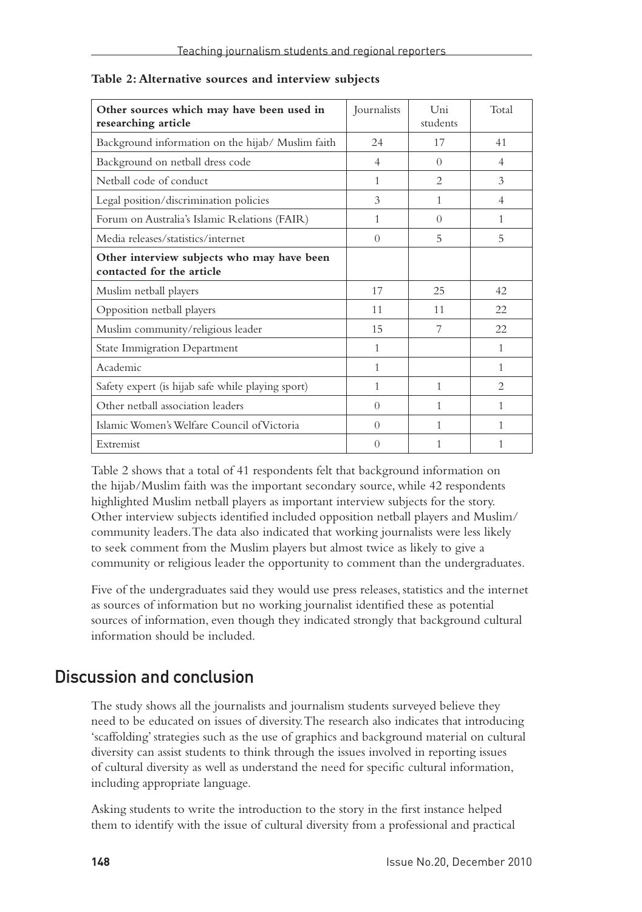**Table 2: Alternative sources and interview subjects**

| Other sources which may have been used in researching article | Journalists | Uni students | Total |
|---|---|---|---|
| Background information on the hijab/ Muslim faith | 24 | 17 | 41 |
| Background on netball dress code | 4 | 0 | 4 |
| Netball code of conduct | 1 | 2 | 3 |
| Legal position/discrimination policies | 3 | 1 | 4 |
| Forum on Australia's Islamic Relations (FAIR) | 1 | 0 | 1 |
| Media releases/statistics/internet | 0 | 5 | 5 |
| **Other interview subjects who may have been contacted for the article** | | | |
| Muslim netball players | 17 | 25 | 42 |
| Opposition netball players | 11 | 11 | 22 |
| Muslim community/religious leader | 15 | 7 | 22 |
| State Immigration Department | 1 | | 1 |
| Academic | 1 | | 1 |
| Safety expert (is hijab safe while playing sport) | 1 | 1 | 2 |
| Other netball association leaders | 0 | 1 | 1 |
| Islamic Women's Welfare Council of Victoria | 0 | 1 | 1 |
| Extremist | 0 | 1 | 1 |

Table 2 shows that a total of 41 respondents felt that background information on the hijab/Muslim faith was the important secondary source, while 42 respondents highlighted Muslim netball players as important interview subjects for the story. Other interview subjects identified included opposition netball players and Muslim/community leaders. The data also indicated that working journalists were less likely to seek comment from the Muslim players but almost twice as likely to give a community or religious leader the opportunity to comment than the undergraduates.

Five of the undergraduates said they would use press releases, statistics and the internet as sources of information but no working journalist identified these as potential sources of information, even though they indicated strongly that background cultural information should be included.

## Discussion and conclusion

The study shows all the journalists and journalism students surveyed believe they need to be educated on issues of diversity. The research also indicates that introducing 'scaffolding' strategies such as the use of graphics and background material on cultural diversity can assist students to think through the issues involved in reporting issues of cultural diversity as well as understand the need for specific cultural information, including appropriate language.

Asking students to write the introduction to the story in the first instance helped them to identify with the issue of cultural diversity from a professional and practical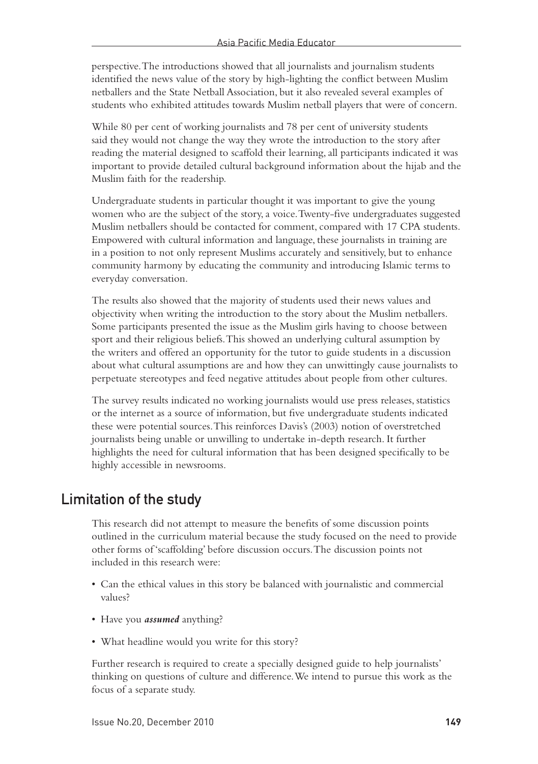perspective. The introductions showed that all journalists and journalism students identified the news value of the story by high-lighting the conflict between Muslim netballers and the State Netball Association, but it also revealed several examples of students who exhibited attitudes towards Muslim netball players that were of concern.

While 80 per cent of working journalists and 78 per cent of university students said they would not change the way they wrote the introduction to the story after reading the material designed to scaffold their learning, all participants indicated it was important to provide detailed cultural background information about the hijab and the Muslim faith for the readership.

Undergraduate students in particular thought it was important to give the young women who are the subject of the story, a voice. Twenty-five undergraduates suggested Muslim netballers should be contacted for comment, compared with 17 CPA students. Empowered with cultural information and language, these journalists in training are in a position to not only represent Muslims accurately and sensitively, but to enhance community harmony by educating the community and introducing Islamic terms to everyday conversation.

The results also showed that the majority of students used their news values and objectivity when writing the introduction to the story about the Muslim netballers. Some participants presented the issue as the Muslim girls having to choose between sport and their religious beliefs. This showed an underlying cultural assumption by the writers and offered an opportunity for the tutor to guide students in a discussion about what cultural assumptions are and how they can unwittingly cause journalists to perpetuate stereotypes and feed negative attitudes about people from other cultures.

The survey results indicated no working journalists would use press releases, statistics or the internet as a source of information, but five undergraduate students indicated these were potential sources. This reinforces Davis's (2003) notion of overstretched journalists being unable or unwilling to undertake in-depth research. It further highlights the need for cultural information that has been designed specifically to be highly accessible in newsrooms.

## Limitation of the study

This research did not attempt to measure the benefits of some discussion points outlined in the curriculum material because the study focused on the need to provide other forms of 'scaffolding' before discussion occurs. The discussion points not included in this research were:

- Can the ethical values in this story be balanced with journalistic and commercial values?
- Have you ***assumed*** anything?
- What headline would you write for this story?

Further research is required to create a specially designed guide to help journalists' thinking on questions of culture and difference. We intend to pursue this work as the focus of a separate study.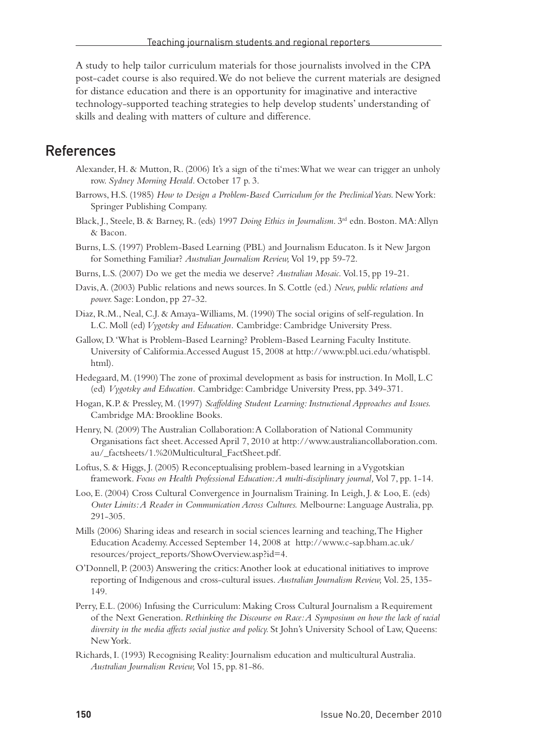A study to help tailor curriculum materials for those journalists involved in the CPA post-cadet course is also required. We do not believe the current materials are designed for distance education and there is an opportunity for imaginative and interactive technology-supported teaching strategies to help develop students' understanding of skills and dealing with matters of culture and difference.

## References

Alexander, H. & Mutton, R. (2006) It's a sign of the ti'mes: What we wear can trigger an unholy row. *Sydney Morning Herald*. October 17 p. 3.

Barrows, H.S. (1985) *How to Design a Problem-Based Curriculum for the Preclinical Years*. New York: Springer Publishing Company.

Black, J., Steele, B. & Barney, R. (eds) 1997 *Doing Ethics in Journalism*. 3rd edn. Boston. MA: Allyn & Bacon.

Burns, L.S. (1997) Problem-Based Learning (PBL) and Journalism Educaton. Is it New Jargon for Something Familiar? *Australian Journalism Review,* Vol 19, pp 59-72.

Burns, L.S. (2007) Do we get the media we deserve? *Australian Mosaic*. Vol.15, pp 19-21.

Davis, A. (2003) Public relations and news sources. In S. Cottle (ed.) *News, public relations and power.* Sage: London, pp 27-32.

Diaz, R.M., Neal, C.J. & Amaya-Williams, M. (1990) The social origins of self-regulation. In L.C. Moll (ed) *Vygotsky and Education*. Cambridge: Cambridge University Press.

Gallow, D. 'What is Problem-Based Learning? Problem-Based Learning Faculty Institute. University of Califormia. Accessed August 15, 2008 at http://www.pbl.uci.edu/whatispbl.html).

Hedegaard, M. (1990) The zone of proximal development as basis for instruction. In Moll, L.C (ed) *Vygotsky and Education*. Cambridge: Cambridge University Press, pp. 349-371.

Hogan, K.P. & Pressley, M. (1997) *Scaffolding Student Learning: Instructional Approaches and Issues.* Cambridge MA: Brookline Books.

Henry, N. (2009) The Australian Collaboration: A Collaboration of National Community Organisations fact sheet. Accessed April 7, 2010 at http://www.australiancollaboration.com.au/_factsheets/1.%20Multicultural_FactSheet.pdf.

Loftus, S. & Higgs, J. (2005) Reconceptualising problem-based learning in a Vygotskian framework. *Focus on Health Professional Education: A multi-disciplinary journal,* Vol 7, pp. 1-14.

Loo, E. (2004) Cross Cultural Convergence in Journalism Training. In Leigh, J. & Loo, E. (eds) *Outer Limits: A Reader in Communication Across Cultures.* Melbourne: Language Australia, pp. 291-305.

Mills (2006) Sharing ideas and research in social sciences learning and teaching, The Higher Education Academy. Accessed September 14, 2008 at http://www.c-sap.bham.ac.uk/resources/project_reports/ShowOverview.asp?id=4.

O'Donnell, P. (2003) Answering the critics: Another look at educational initiatives to improve reporting of Indigenous and cross-cultural issues. *Australian Journalism Review,* Vol. 25, 135-149.

Perry, E.L. (2006) Infusing the Curriculum: Making Cross Cultural Journalism a Requirement of the Next Generation. *Rethinking the Discourse on Race: A Symposium on how the lack of racial diversity in the media affects social justice and policy.* St John's University School of Law, Queens: New York.

Richards, I. (1993) Recognising Reality: Journalism education and multicultural Australia. *Australian Journalism Review,* Vol 15, pp. 81-86.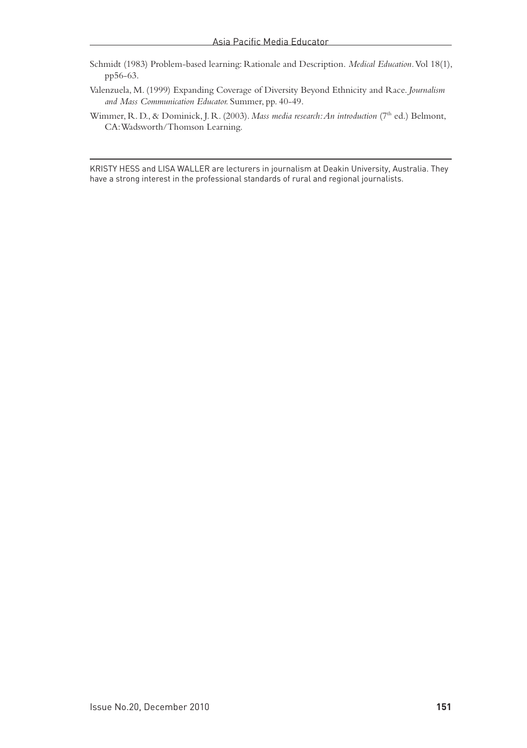Schmidt (1983) Problem-based learning: Rationale and Description. *Medical Education*. Vol 18(1), pp56-63.

Valenzuela, M. (1999) Expanding Coverage of Diversity Beyond Ethnicity and Race. *Journalism and Mass Communication Educator.* Summer, pp. 40-49.

Wimmer, R. D., & Dominick, J. R. (2003). *Mass media research: An introduction* (7th ed.) Belmont, CA: Wadsworth/Thomson Learning.

---

KRISTY HESS and LISA WALLER are lecturers in journalism at Deakin University, Australia. They have a strong interest in the professional standards of rural and regional journalists.